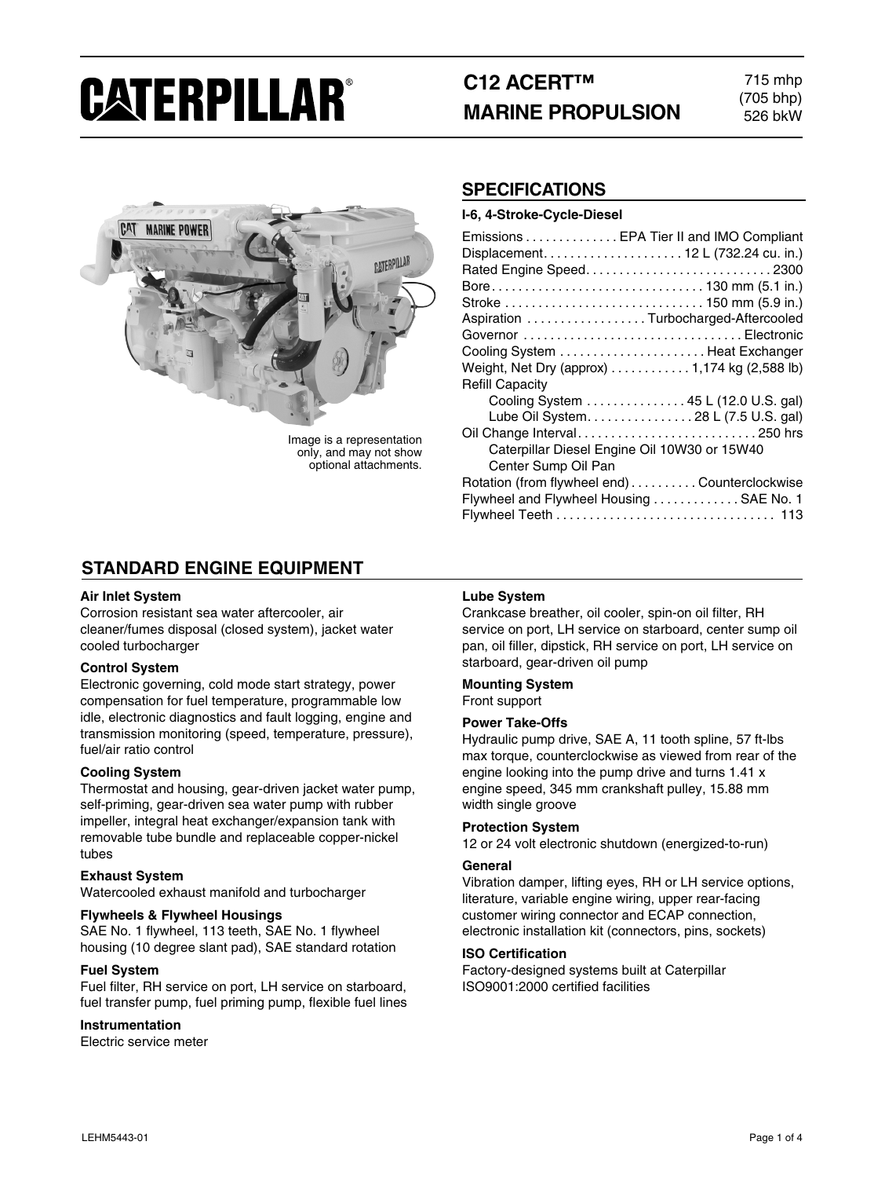# CATERPILLAR®

## C12 ACERT™ MARINE PROPULSION

715 mhp
(705 bhp)
526 bkW

Image is a representation only, and may not show optional attachments.

## SPECIFICATIONS

**I-6, 4-Stroke-Cycle-Diesel**

| | |
|---|---|
| Emissions | EPA Tier II and IMO Compliant |
| Displacement | 12 L (732.24 cu. in.) |
| Rated Engine Speed | 2300 |
| Bore | 130 mm (5.1 in.) |
| Stroke | 150 mm (5.9 in.) |
| Aspiration | Turbocharged-Aftercooled |
| Governor | Electronic |
| Cooling System | Heat Exchanger |
| Weight, Net Dry (approx) | 1,174 kg (2,588 lb) |
| Refill Capacity | |
| Cooling System | 45 L (12.0 U.S. gal) |
| Lube Oil System | 28 L (7.5 U.S. gal) |
| Oil Change Interval | 250 hrs |
| Caterpillar Diesel Engine Oil 10W30 or 15W40 Center Sump Oil Pan | |
| Rotation (from flywheel end) | Counterclockwise |
| Flywheel and Flywheel Housing | SAE No. 1 |
| Flywheel Teeth | 113 |

## STANDARD ENGINE EQUIPMENT

**Air Inlet System**
Corrosion resistant sea water aftercooler, air cleaner/fumes disposal (closed system), jacket water cooled turbocharger

**Control System**
Electronic governing, cold mode start strategy, power compensation for fuel temperature, programmable low idle, electronic diagnostics and fault logging, engine and transmission monitoring (speed, temperature, pressure), fuel/air ratio control

**Cooling System**
Thermostat and housing, gear-driven jacket water pump, self-priming, gear-driven sea water pump with rubber impeller, integral heat exchanger/expansion tank with removable tube bundle and replaceable copper-nickel tubes

**Exhaust System**
Watercooled exhaust manifold and turbocharger

**Flywheels & Flywheel Housings**
SAE No. 1 flywheel, 113 teeth, SAE No. 1 flywheel housing (10 degree slant pad), SAE standard rotation

**Fuel System**
Fuel filter, RH service on port, LH service on starboard, fuel transfer pump, fuel priming pump, flexible fuel lines

**Instrumentation**
Electric service meter

**Lube System**
Crankcase breather, oil cooler, spin-on oil filter, RH service on port, LH service on starboard, center sump oil pan, oil filler, dipstick, RH service on port, LH service on starboard, gear-driven oil pump

**Mounting System**
Front support

**Power Take-Offs**
Hydraulic pump drive, SAE A, 11 tooth spline, 57 ft-lbs max torque, counterclockwise as viewed from rear of the engine looking into the pump drive and turns 1.41 x engine speed, 345 mm crankshaft pulley, 15.88 mm width single groove

**Protection System**
12 or 24 volt electronic shutdown (energized-to-run)

**General**
Vibration damper, lifting eyes, RH or LH service options, literature, variable engine wiring, upper rear-facing customer wiring connector and ECAP connection, electronic installation kit (connectors, pins, sockets)

**ISO Certification**
Factory-designed systems built at Caterpillar ISO9001:2000 certified facilities

LEHM5443-01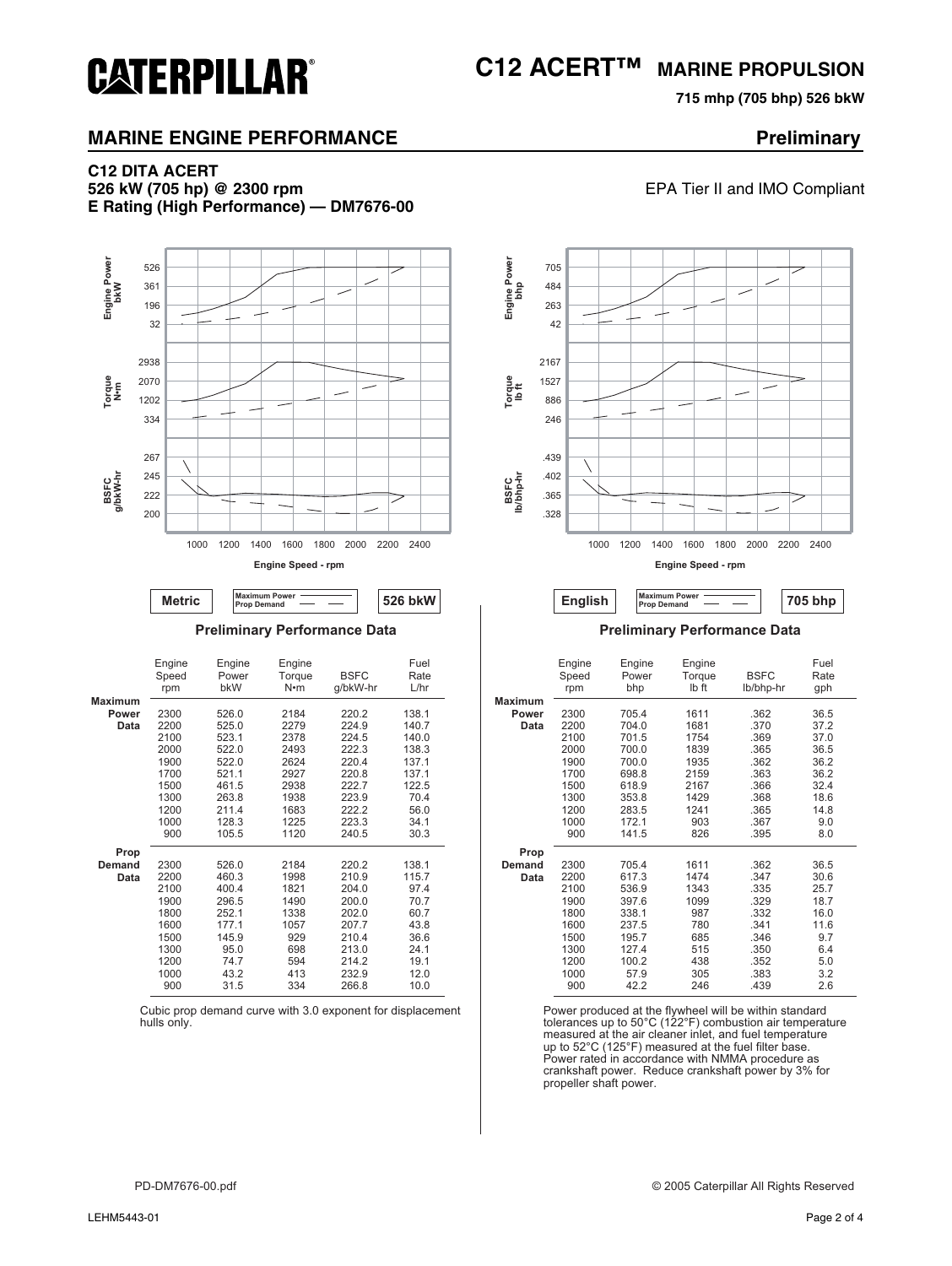# C12 ACERT™ MARINE PROPULSION

**715 mhp (705 bhp) 526 bkW**

## MARINE ENGINE PERFORMANCE

**Preliminary**

**C12 DITA ACERT**
**526 kW (705 hp) @ 2300 rpm**
**E Rating (High Performance) — DM7676-00**

EPA Tier II and IMO Compliant

**Metric** | Maximum Power ——— | Prop Demand — — | **526 bkW**

### Preliminary Performance Data

| | Engine Speed rpm | Engine Power bkW | Engine Torque N•m | BSFC g/bkW-hr | Fuel Rate L/hr |
|---|---|---|---|---|---|
| **Maximum Power Data** | 2300 | 526.0 | 2184 | 220.2 | 138.1 |
| | 2200 | 525.0 | 2279 | 224.9 | 140.7 |
| | 2100 | 523.1 | 2378 | 224.5 | 140.0 |
| | 2000 | 522.0 | 2493 | 222.3 | 138.3 |
| | 1900 | 522.0 | 2624 | 220.4 | 137.1 |
| | 1700 | 521.1 | 2927 | 220.8 | 137.1 |
| | 1500 | 461.5 | 2938 | 222.7 | 122.5 |
| | 1300 | 263.8 | 1938 | 223.9 | 70.4 |
| | 1200 | 211.4 | 1683 | 222.2 | 56.0 |
| | 1000 | 128.3 | 1225 | 223.3 | 34.1 |
| | 900 | 105.5 | 1120 | 240.5 | 30.3 |
| **Prop Demand Data** | 2300 | 526.0 | 2184 | 220.2 | 138.1 |
| | 2200 | 460.3 | 1998 | 210.9 | 115.7 |
| | 2100 | 400.4 | 1821 | 204.0 | 97.4 |
| | 1900 | 296.5 | 1490 | 200.0 | 70.7 |
| | 1800 | 252.1 | 1338 | 202.0 | 60.7 |
| | 1600 | 177.1 | 1057 | 207.7 | 43.8 |
| | 1500 | 145.9 | 929 | 210.4 | 36.6 |
| | 1300 | 95.0 | 698 | 213.0 | 24.1 |
| | 1200 | 74.7 | 594 | 214.2 | 19.1 |
| | 1000 | 43.2 | 413 | 232.9 | 12.0 |
| | 900 | 31.5 | 334 | 266.8 | 10.0 |

Cubic prop demand curve with 3.0 exponent for displacement hulls only.

**English** | Maximum Power ——— | Prop Demand — — | **705 bhp**

### Preliminary Performance Data

| | Engine Speed rpm | Engine Power bhp | Engine Torque lb ft | BSFC lb/bhp-hr | Fuel Rate gph |
|---|---|---|---|---|---|
| **Maximum Power Data** | 2300 | 705.4 | 1611 | .362 | 36.5 |
| | 2200 | 704.0 | 1681 | .370 | 37.2 |
| | 2100 | 701.5 | 1754 | .369 | 37.0 |
| | 2000 | 700.0 | 1839 | .365 | 36.5 |
| | 1900 | 700.0 | 1935 | .362 | 36.2 |
| | 1700 | 698.8 | 2159 | .363 | 36.2 |
| | 1500 | 618.9 | 2167 | .366 | 32.4 |
| | 1300 | 353.8 | 1429 | .368 | 18.6 |
| | 1200 | 283.5 | 1241 | .365 | 14.8 |
| | 1000 | 172.1 | 903 | .367 | 9.0 |
| | 900 | 141.5 | 826 | .395 | 8.0 |
| **Prop Demand Data** | 2300 | 705.4 | 1611 | .362 | 36.5 |
| | 2200 | 617.3 | 1474 | .347 | 30.6 |
| | 2100 | 536.9 | 1343 | .335 | 25.7 |
| | 1900 | 397.6 | 1099 | .329 | 18.7 |
| | 1800 | 338.1 | 987 | .332 | 16.0 |
| | 1600 | 237.5 | 780 | .341 | 11.6 |
| | 1500 | 195.7 | 685 | .346 | 9.7 |
| | 1300 | 127.4 | 515 | .350 | 6.4 |
| | 1200 | 100.2 | 438 | .352 | 5.0 |
| | 1000 | 57.9 | 305 | .383 | 3.2 |
| | 900 | 42.2 | 246 | .439 | 2.6 |

Power produced at the flywheel will be within standard tolerances up to 50°C (122°F) combustion air temperature measured at the air cleaner inlet, and fuel temperature up to 52°C (125°F) measured at the fuel filter base. Power rated in accordance with NMMA procedure as crankshaft power. Reduce crankshaft power by 3% for propeller shaft power.

PD-DM7676-00.pdf

© 2005 Caterpillar All Rights Reserved

LEHM5443-01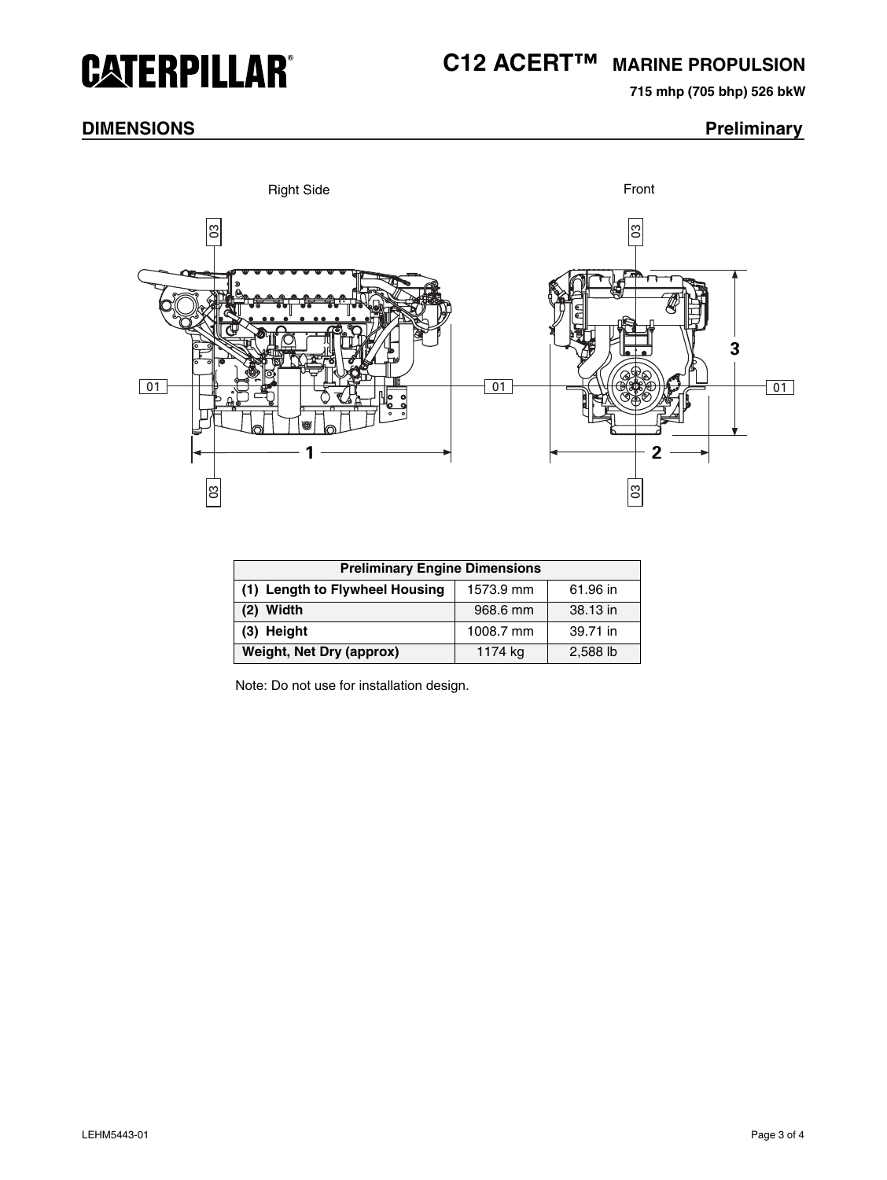# C12 ACERT™ MARINE PROPULSION

**715 mhp (705 bhp) 526 bkW**

## DIMENSIONS **Preliminary**

| Preliminary Engine Dimensions | | |
|---|---|---|
| **(1) Length to Flywheel Housing** | 1573.9 mm | 61.96 in |
| **(2) Width** | 968.6 mm | 38.13 in |
| **(3) Height** | 1008.7 mm | 39.71 in |
| **Weight, Net Dry (approx)** | 1174 kg | 2,588 lb |

Note: Do not use for installation design.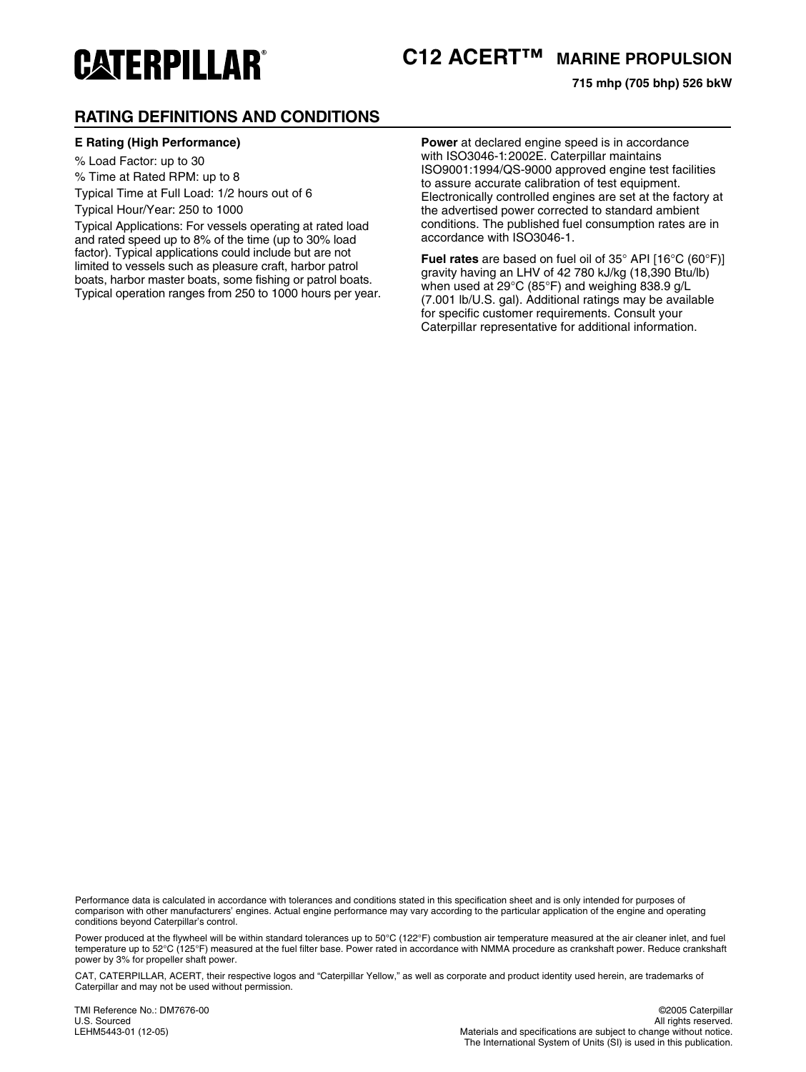# C12 ACERT™ MARINE PROPULSION

**715 mhp (705 bhp) 526 bkW**

## RATING DEFINITIONS AND CONDITIONS

**E Rating (High Performance)**

% Load Factor: up to 30

% Time at Rated RPM: up to 8

Typical Time at Full Load: 1/2 hours out of 6

Typical Hour/Year: 250 to 1000

Typical Applications: For vessels operating at rated load and rated speed up to 8% of the time (up to 30% load factor). Typical applications could include but are not limited to vessels such as pleasure craft, harbor patrol boats, harbor master boats, some fishing or patrol boats. Typical operation ranges from 250 to 1000 hours per year.

**Power** at declared engine speed is in accordance with ISO3046-1:2002E. Caterpillar maintains ISO9001:1994/QS-9000 approved engine test facilities to assure accurate calibration of test equipment. Electronically controlled engines are set at the factory at the advertised power corrected to standard ambient conditions. The published fuel consumption rates are in accordance with ISO3046-1.

**Fuel rates** are based on fuel oil of 35° API [16°C (60°F)] gravity having an LHV of 42 780 kJ/kg (18,390 Btu/lb) when used at 29°C (85°F) and weighing 838.9 g/L (7.001 lb/U.S. gal). Additional ratings may be available for specific customer requirements. Consult your Caterpillar representative for additional information.

Performance data is calculated in accordance with tolerances and conditions stated in this specification sheet and is only intended for purposes of comparison with other manufacturers' engines. Actual engine performance may vary according to the particular application of the engine and operating conditions beyond Caterpillar's control.

Power produced at the flywheel will be within standard tolerances up to 50°C (122°F) combustion air temperature measured at the air cleaner inlet, and fuel temperature up to 52°C (125°F) measured at the fuel filter base. Power rated in accordance with NMMA procedure as crankshaft power. Reduce crankshaft power by 3% for propeller shaft power.

CAT, CATERPILLAR, ACERT, their respective logos and "Caterpillar Yellow," as well as corporate and product identity used herein, are trademarks of Caterpillar and may not be used without permission.

TMI Reference No.: DM7676-00
U.S. Sourced
LEHM5443-01 (12-05)

©2005 Caterpillar
All rights reserved.
Materials and specifications are subject to change without notice.
The International System of Units (SI) is used in this publication.